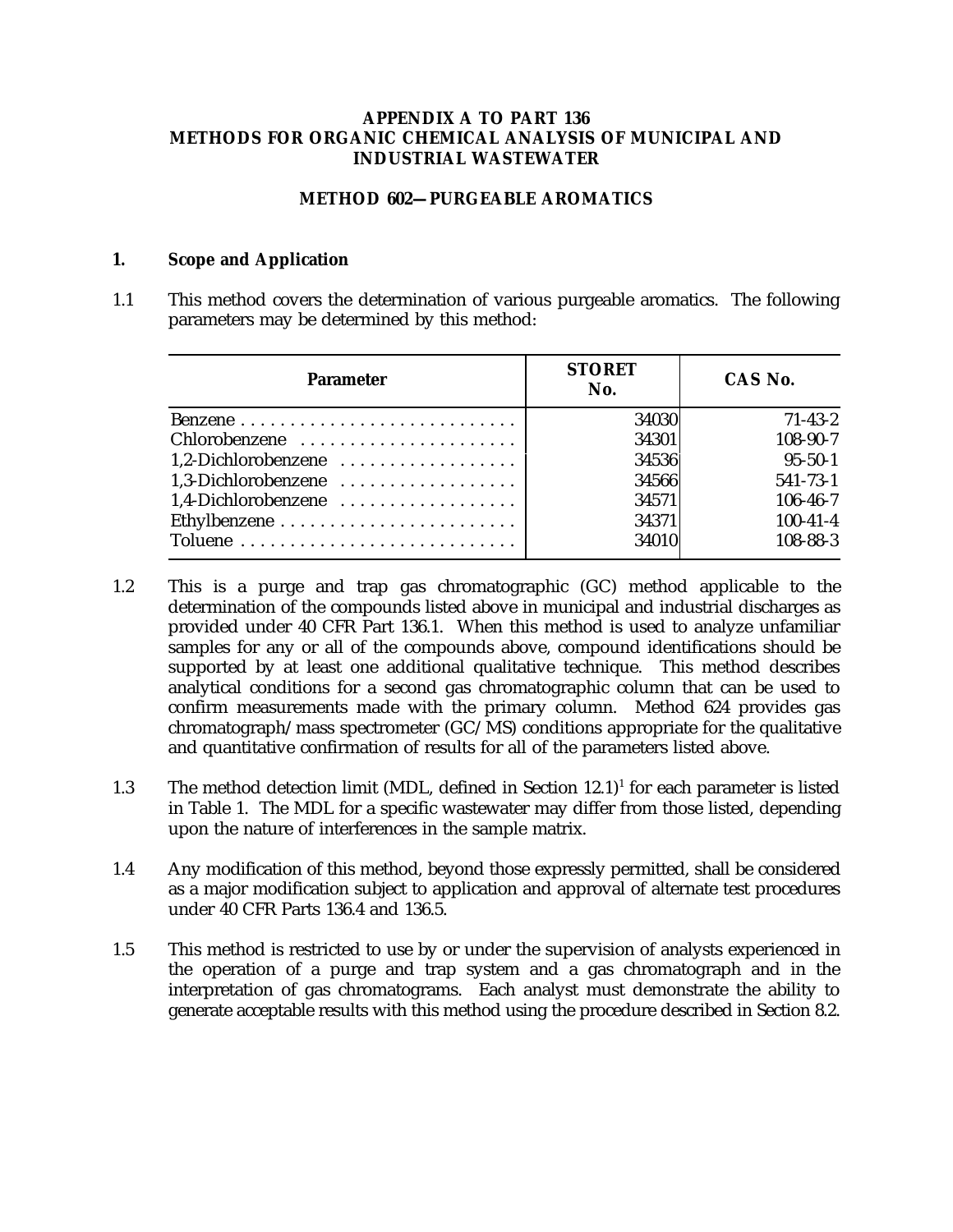# APPENDIX A TO PART 136
# METHODS FOR ORGANIC CHEMICAL ANALYSIS OF MUNICIPAL AND INDUSTRIAL WASTEWATER

## METHOD 602—PURGEABLE AROMATICS

### 1. Scope and Application

1.1 This method covers the determination of various purgeable aromatics. The following parameters may be determined by this method:

| Parameter | STORET No. | CAS No. |
|---|---|---|
| Benzene | 34030 | 71-43-2 |
| Chlorobenzene | 34301 | 108-90-7 |
| 1,2-Dichlorobenzene | 34536 | 95-50-1 |
| 1,3-Dichlorobenzene | 34566 | 541-73-1 |
| 1,4-Dichlorobenzene | 34571 | 106-46-7 |
| Ethylbenzene | 34371 | 100-41-4 |
| Toluene | 34010 | 108-88-3 |

1.2 This is a purge and trap gas chromatographic (GC) method applicable to the determination of the compounds listed above in municipal and industrial discharges as provided under 40 CFR Part 136.1. When this method is used to analyze unfamiliar samples for any or all of the compounds above, compound identifications should be supported by at least one additional qualitative technique. This method describes analytical conditions for a second gas chromatographic column that can be used to confirm measurements made with the primary column. Method 624 provides gas chromatograph/mass spectrometer (GC/MS) conditions appropriate for the qualitative and quantitative confirmation of results for all of the parameters listed above.

1.3 The method detection limit (MDL, defined in Section 12.1)[1] for each parameter is listed in Table 1. The MDL for a specific wastewater may differ from those listed, depending upon the nature of interferences in the sample matrix.

1.4 Any modification of this method, beyond those expressly permitted, shall be considered as a major modification subject to application and approval of alternate test procedures under 40 CFR Parts 136.4 and 136.5.

1.5 This method is restricted to use by or under the supervision of analysts experienced in the operation of a purge and trap system and a gas chromatograph and in the interpretation of gas chromatograms. Each analyst must demonstrate the ability to generate acceptable results with this method using the procedure described in Section 8.2.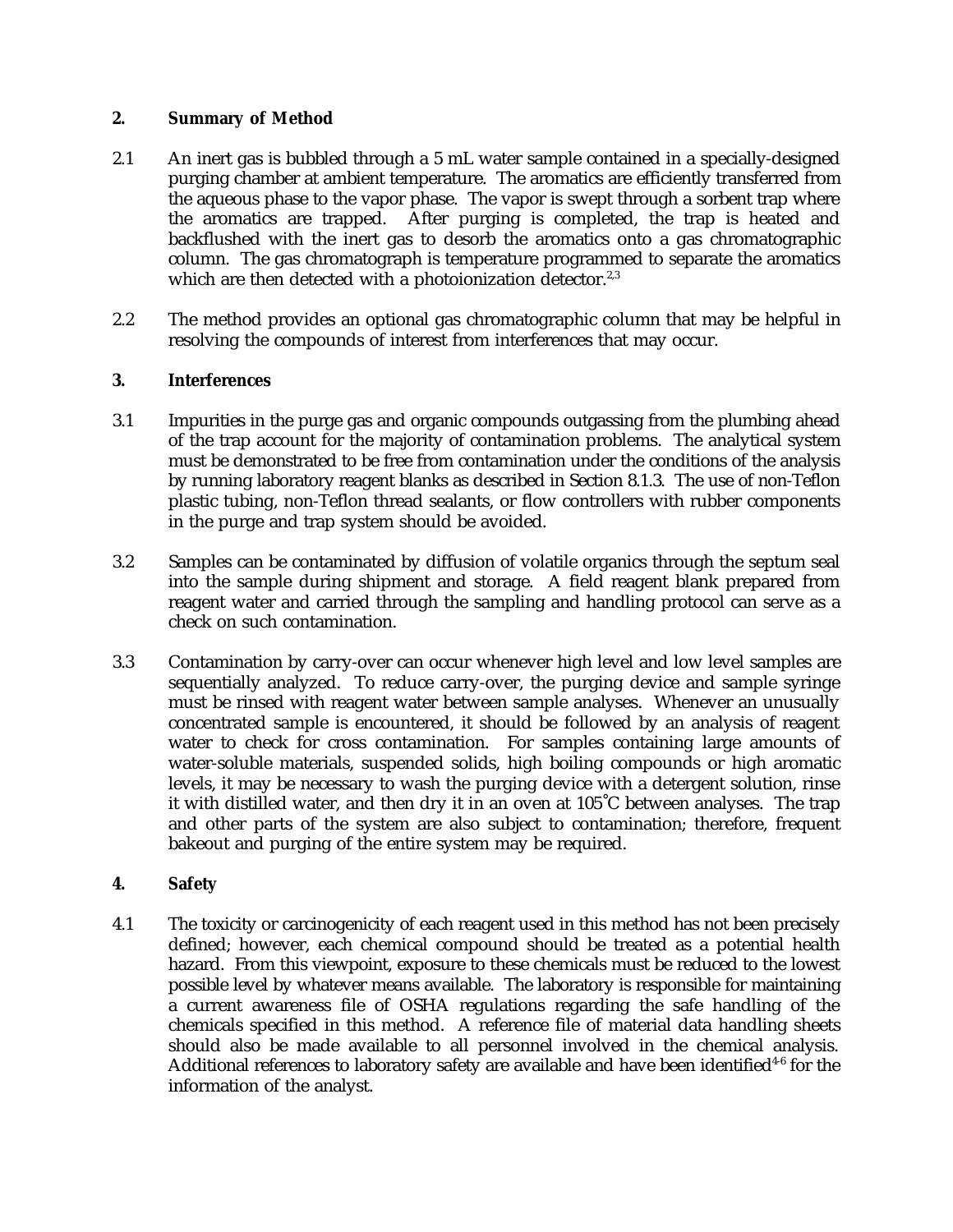## 2. Summary of Method

2.1 An inert gas is bubbled through a 5 mL water sample contained in a specially-designed purging chamber at ambient temperature. The aromatics are efficiently transferred from the aqueous phase to the vapor phase. The vapor is swept through a sorbent trap where the aromatics are trapped. After purging is completed, the trap is heated and backflushed with the inert gas to desorb the aromatics onto a gas chromatographic column. The gas chromatograph is temperature programmed to separate the aromatics which are then detected with a photoionization detector.[2,3]

2.2 The method provides an optional gas chromatographic column that may be helpful in resolving the compounds of interest from interferences that may occur.

## 3. Interferences

3.1 Impurities in the purge gas and organic compounds outgassing from the plumbing ahead of the trap account for the majority of contamination problems. The analytical system must be demonstrated to be free from contamination under the conditions of the analysis by running laboratory reagent blanks as described in Section 8.1.3. The use of non-Teflon plastic tubing, non-Teflon thread sealants, or flow controllers with rubber components in the purge and trap system should be avoided.

3.2 Samples can be contaminated by diffusion of volatile organics through the septum seal into the sample during shipment and storage. A field reagent blank prepared from reagent water and carried through the sampling and handling protocol can serve as a check on such contamination.

3.3 Contamination by carry-over can occur whenever high level and low level samples are sequentially analyzed. To reduce carry-over, the purging device and sample syringe must be rinsed with reagent water between sample analyses. Whenever an unusually concentrated sample is encountered, it should be followed by an analysis of reagent water to check for cross contamination. For samples containing large amounts of water-soluble materials, suspended solids, high boiling compounds or high aromatic levels, it may be necessary to wash the purging device with a detergent solution, rinse it with distilled water, and then dry it in an oven at 105°C between analyses. The trap and other parts of the system are also subject to contamination; therefore, frequent bakeout and purging of the entire system may be required.

## 4. Safety

4.1 The toxicity or carcinogenicity of each reagent used in this method has not been precisely defined; however, each chemical compound should be treated as a potential health hazard. From this viewpoint, exposure to these chemicals must be reduced to the lowest possible level by whatever means available. The laboratory is responsible for maintaining a current awareness file of OSHA regulations regarding the safe handling of the chemicals specified in this method. A reference file of material data handling sheets should also be made available to all personnel involved in the chemical analysis. Additional references to laboratory safety are available and have been identified[4-6] for the information of the analyst.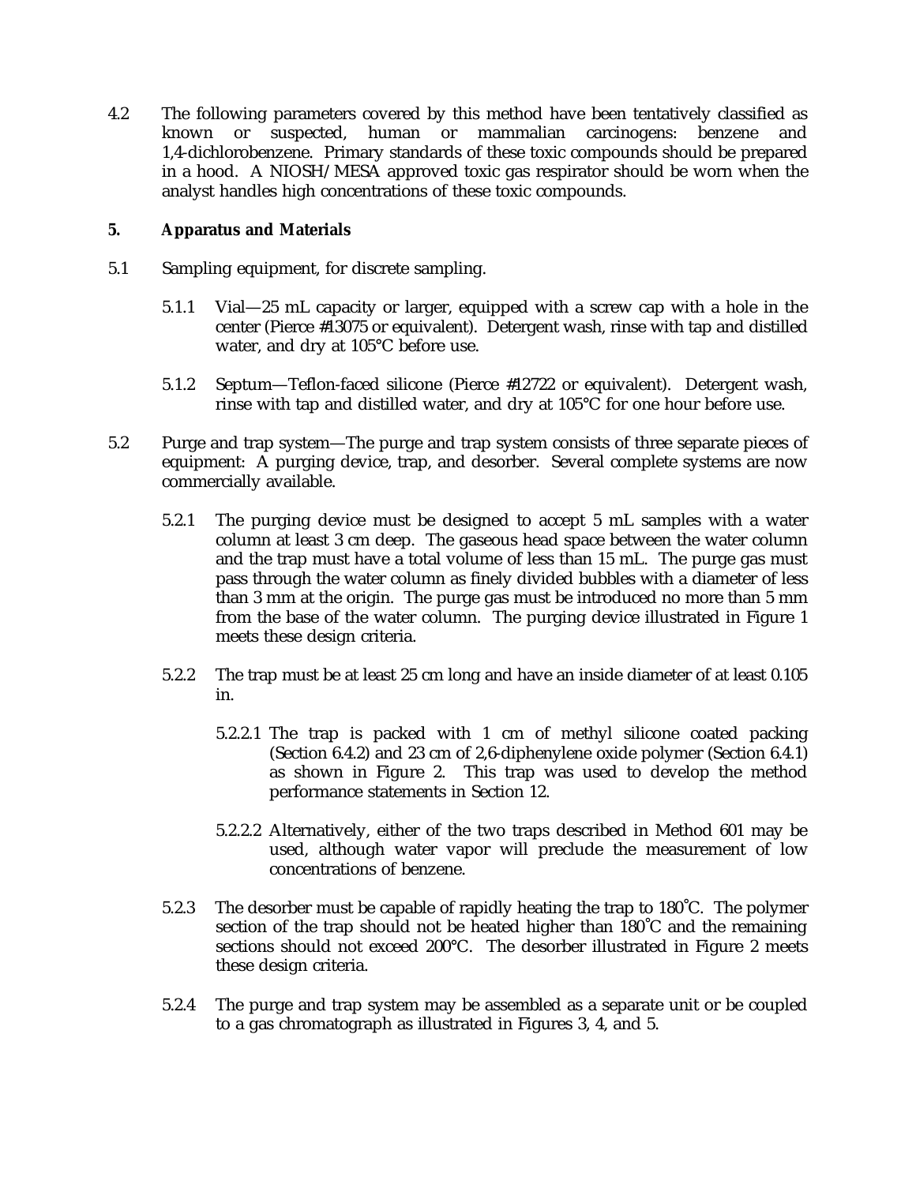4.2 The following parameters covered by this method have been tentatively classified as known or suspected, human or mammalian carcinogens: benzene and 1,4-dichlorobenzene. Primary standards of these toxic compounds should be prepared in a hood. A NIOSH/MESA approved toxic gas respirator should be worn when the analyst handles high concentrations of these toxic compounds.

## 5. Apparatus and Materials

5.1 Sampling equipment, for discrete sampling.

5.1.1 Vial—25 mL capacity or larger, equipped with a screw cap with a hole in the center (Pierce #13075 or equivalent). Detergent wash, rinse with tap and distilled water, and dry at 105°C before use.

5.1.2 Septum—Teflon-faced silicone (Pierce #12722 or equivalent). Detergent wash, rinse with tap and distilled water, and dry at 105°C for one hour before use.

5.2 Purge and trap system—The purge and trap system consists of three separate pieces of equipment: A purging device, trap, and desorber. Several complete systems are now commercially available.

5.2.1 The purging device must be designed to accept 5 mL samples with a water column at least 3 cm deep. The gaseous head space between the water column and the trap must have a total volume of less than 15 mL. The purge gas must pass through the water column as finely divided bubbles with a diameter of less than 3 mm at the origin. The purge gas must be introduced no more than 5 mm from the base of the water column. The purging device illustrated in Figure 1 meets these design criteria.

5.2.2 The trap must be at least 25 cm long and have an inside diameter of at least 0.105 in.

5.2.2.1 The trap is packed with 1 cm of methyl silicone coated packing (Section 6.4.2) and 23 cm of 2,6-diphenylene oxide polymer (Section 6.4.1) as shown in Figure 2. This trap was used to develop the method performance statements in Section 12.

5.2.2.2 Alternatively, either of the two traps described in Method 601 may be used, although water vapor will preclude the measurement of low concentrations of benzene.

5.2.3 The desorber must be capable of rapidly heating the trap to 180°C. The polymer section of the trap should not be heated higher than 180°C and the remaining sections should not exceed 200°C. The desorber illustrated in Figure 2 meets these design criteria.

5.2.4 The purge and trap system may be assembled as a separate unit or be coupled to a gas chromatograph as illustrated in Figures 3, 4, and 5.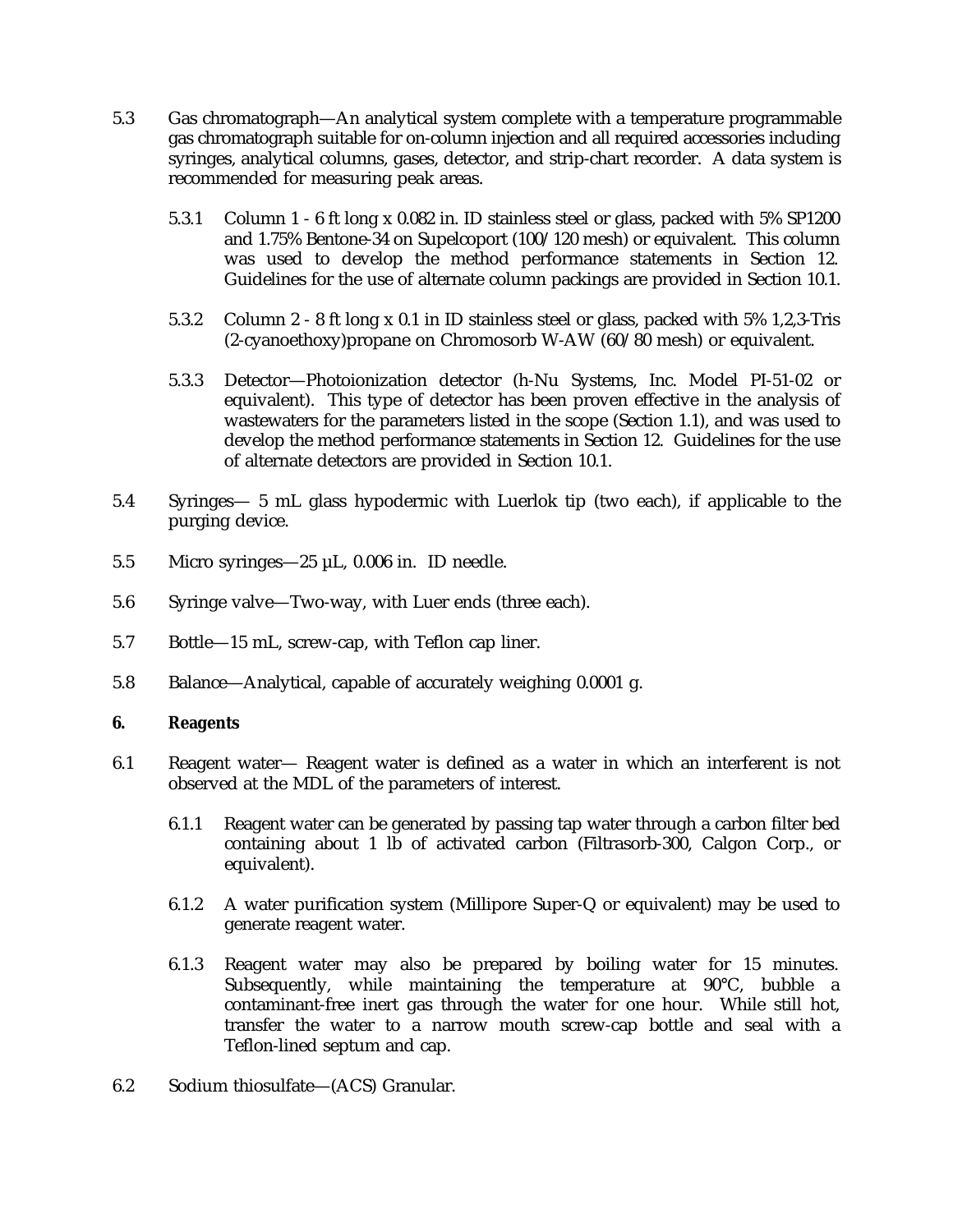5.3 Gas chromatograph—An analytical system complete with a temperature programmable gas chromatograph suitable for on-column injection and all required accessories including syringes, analytical columns, gases, detector, and strip-chart recorder. A data system is recommended for measuring peak areas.

5.3.1 Column 1 - 6 ft long x 0.082 in. ID stainless steel or glass, packed with 5% SP1200 and 1.75% Bentone-34 on Supelcoport (100/120 mesh) or equivalent. This column was used to develop the method performance statements in Section 12. Guidelines for the use of alternate column packings are provided in Section 10.1.

5.3.2 Column 2 - 8 ft long x 0.1 in ID stainless steel or glass, packed with 5% 1,2,3-Tris (2-cyanoethoxy)propane on Chromosorb W-AW (60/80 mesh) or equivalent.

5.3.3 Detector—Photoionization detector (h-Nu Systems, Inc. Model PI-51-02 or equivalent). This type of detector has been proven effective in the analysis of wastewaters for the parameters listed in the scope (Section 1.1), and was used to develop the method performance statements in Section 12. Guidelines for the use of alternate detectors are provided in Section 10.1.

5.4 Syringes— 5 mL glass hypodermic with Luerlok tip (two each), if applicable to the purging device.

5.5 Micro syringes—25 µL, 0.006 in. ID needle.

5.6 Syringe valve—Two-way, with Luer ends (three each).

5.7 Bottle—15 mL, screw-cap, with Teflon cap liner.

5.8 Balance—Analytical, capable of accurately weighing 0.0001 g.

## 6. Reagents

6.1 Reagent water— Reagent water is defined as a water in which an interferent is not observed at the MDL of the parameters of interest.

6.1.1 Reagent water can be generated by passing tap water through a carbon filter bed containing about 1 lb of activated carbon (Filtrasorb-300, Calgon Corp., or equivalent).

6.1.2 A water purification system (Millipore Super-Q or equivalent) may be used to generate reagent water.

6.1.3 Reagent water may also be prepared by boiling water for 15 minutes. Subsequently, while maintaining the temperature at 90°C, bubble a contaminant-free inert gas through the water for one hour. While still hot, transfer the water to a narrow mouth screw-cap bottle and seal with a Teflon-lined septum and cap.

6.2 Sodium thiosulfate—(ACS) Granular.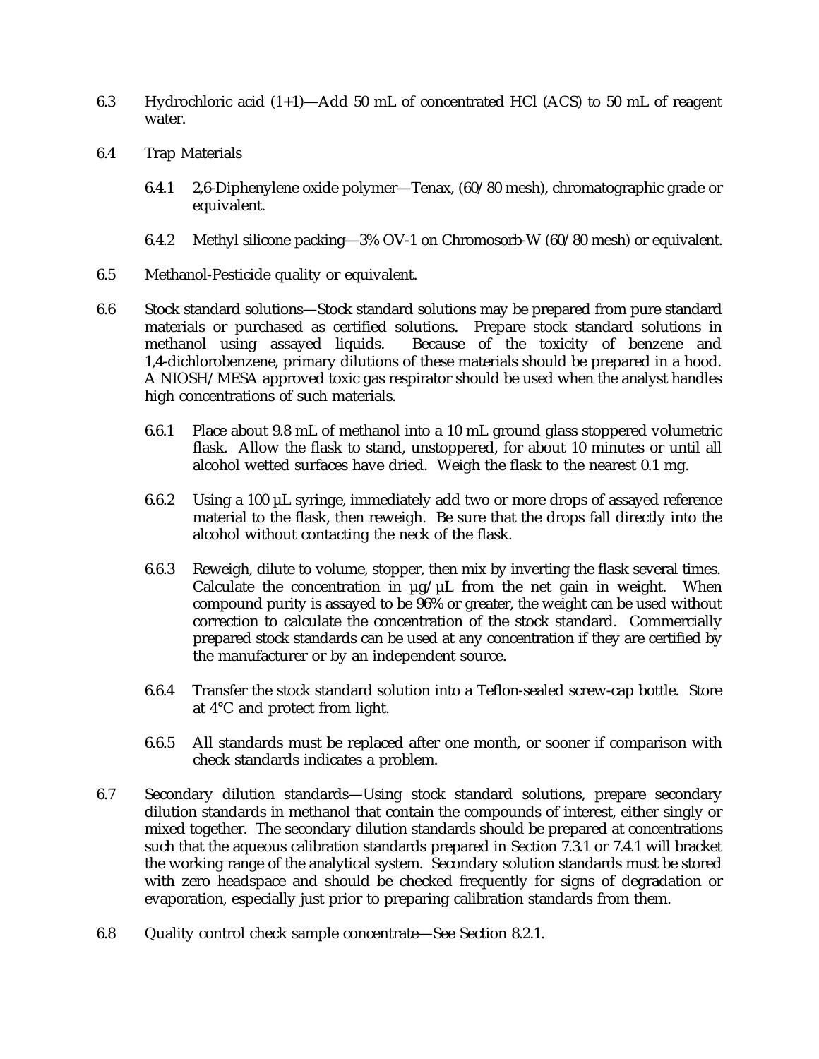6.3 Hydrochloric acid (1+1)—Add 50 mL of concentrated HCl (ACS) to 50 mL of reagent water.

6.4 Trap Materials

6.4.1 2,6-Diphenylene oxide polymer—Tenax, (60/80 mesh), chromatographic grade or equivalent.

6.4.2 Methyl silicone packing—3% OV-1 on Chromosorb-W (60/80 mesh) or equivalent.

6.5 Methanol-Pesticide quality or equivalent.

6.6 Stock standard solutions—Stock standard solutions may be prepared from pure standard materials or purchased as certified solutions. Prepare stock standard solutions in methanol using assayed liquids. Because of the toxicity of benzene and 1,4-dichlorobenzene, primary dilutions of these materials should be prepared in a hood. A NIOSH/MESA approved toxic gas respirator should be used when the analyst handles high concentrations of such materials.

6.6.1 Place about 9.8 mL of methanol into a 10 mL ground glass stoppered volumetric flask. Allow the flask to stand, unstoppered, for about 10 minutes or until all alcohol wetted surfaces have dried. Weigh the flask to the nearest 0.1 mg.

6.6.2 Using a 100 µL syringe, immediately add two or more drops of assayed reference material to the flask, then reweigh. Be sure that the drops fall directly into the alcohol without contacting the neck of the flask.

6.6.3 Reweigh, dilute to volume, stopper, then mix by inverting the flask several times. Calculate the concentration in µg/µL from the net gain in weight. When compound purity is assayed to be 96% or greater, the weight can be used without correction to calculate the concentration of the stock standard. Commercially prepared stock standards can be used at any concentration if they are certified by the manufacturer or by an independent source.

6.6.4 Transfer the stock standard solution into a Teflon-sealed screw-cap bottle. Store at 4°C and protect from light.

6.6.5 All standards must be replaced after one month, or sooner if comparison with check standards indicates a problem.

6.7 Secondary dilution standards—Using stock standard solutions, prepare secondary dilution standards in methanol that contain the compounds of interest, either singly or mixed together. The secondary dilution standards should be prepared at concentrations such that the aqueous calibration standards prepared in Section 7.3.1 or 7.4.1 will bracket the working range of the analytical system. Secondary solution standards must be stored with zero headspace and should be checked frequently for signs of degradation or evaporation, especially just prior to preparing calibration standards from them.

6.8 Quality control check sample concentrate—See Section 8.2.1.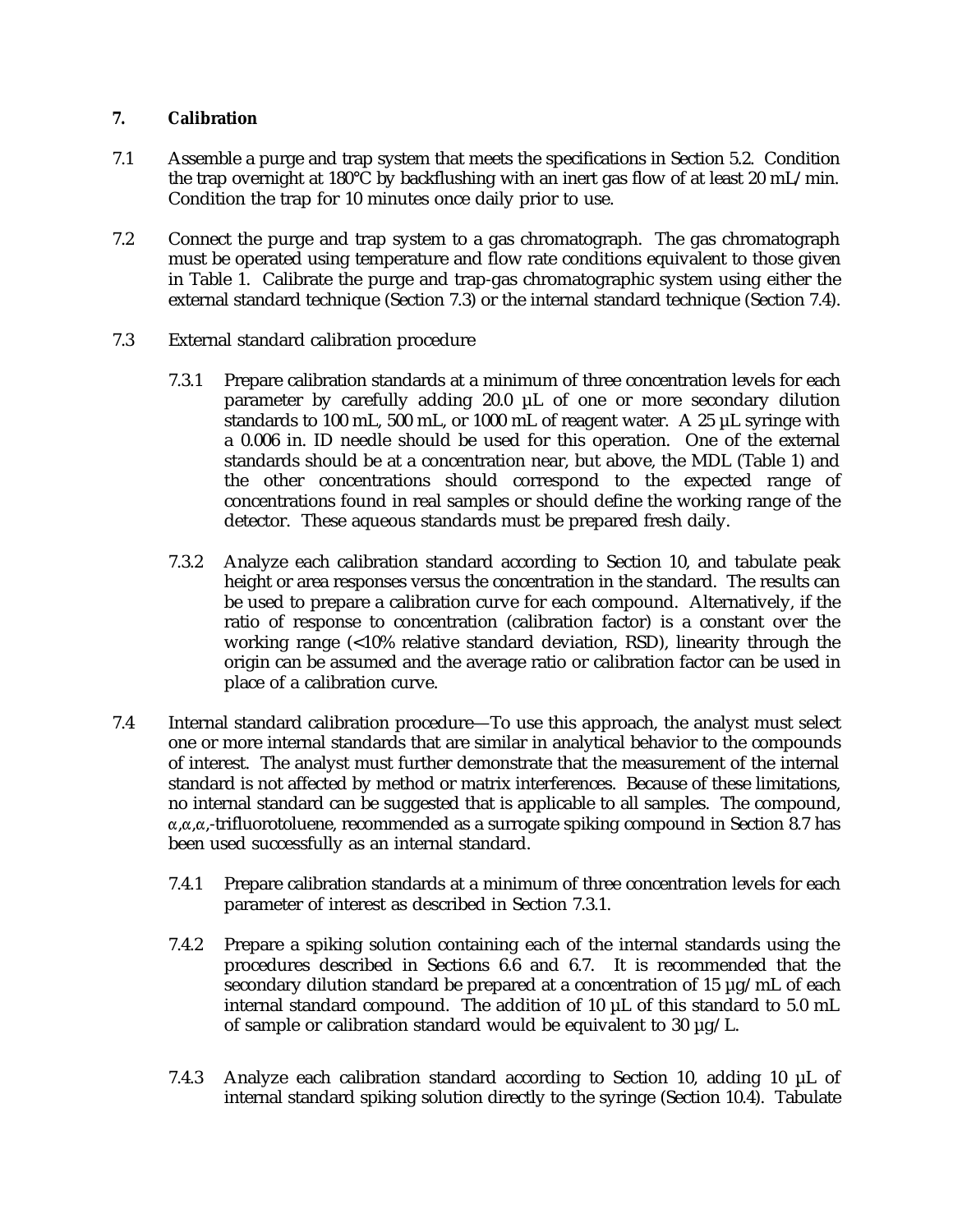## 7. Calibration

7.1 Assemble a purge and trap system that meets the specifications in Section 5.2. Condition the trap overnight at 180°C by backflushing with an inert gas flow of at least 20 mL/min. Condition the trap for 10 minutes once daily prior to use.

7.2 Connect the purge and trap system to a gas chromatograph. The gas chromatograph must be operated using temperature and flow rate conditions equivalent to those given in Table 1. Calibrate the purge and trap-gas chromatographic system using either the external standard technique (Section 7.3) or the internal standard technique (Section 7.4).

7.3 External standard calibration procedure

7.3.1 Prepare calibration standards at a minimum of three concentration levels for each parameter by carefully adding 20.0 µL of one or more secondary dilution standards to 100 mL, 500 mL, or 1000 mL of reagent water. A 25 µL syringe with a 0.006 in. ID needle should be used for this operation. One of the external standards should be at a concentration near, but above, the MDL (Table 1) and the other concentrations should correspond to the expected range of concentrations found in real samples or should define the working range of the detector. These aqueous standards must be prepared fresh daily.

7.3.2 Analyze each calibration standard according to Section 10, and tabulate peak height or area responses versus the concentration in the standard. The results can be used to prepare a calibration curve for each compound. Alternatively, if the ratio of response to concentration (calibration factor) is a constant over the working range (<10% relative standard deviation, RSD), linearity through the origin can be assumed and the average ratio or calibration factor can be used in place of a calibration curve.

7.4 Internal standard calibration procedure—To use this approach, the analyst must select one or more internal standards that are similar in analytical behavior to the compounds of interest. The analyst must further demonstrate that the measurement of the internal standard is not affected by method or matrix interferences. Because of these limitations, no internal standard can be suggested that is applicable to all samples. The compound, α,α,α,-trifluorotoluene, recommended as a surrogate spiking compound in Section 8.7 has been used successfully as an internal standard.

7.4.1 Prepare calibration standards at a minimum of three concentration levels for each parameter of interest as described in Section 7.3.1.

7.4.2 Prepare a spiking solution containing each of the internal standards using the procedures described in Sections 6.6 and 6.7. It is recommended that the secondary dilution standard be prepared at a concentration of 15 µg/mL of each internal standard compound. The addition of 10 µL of this standard to 5.0 mL of sample or calibration standard would be equivalent to 30 µg/L.

7.4.3 Analyze each calibration standard according to Section 10, adding 10 µL of internal standard spiking solution directly to the syringe (Section 10.4). Tabulate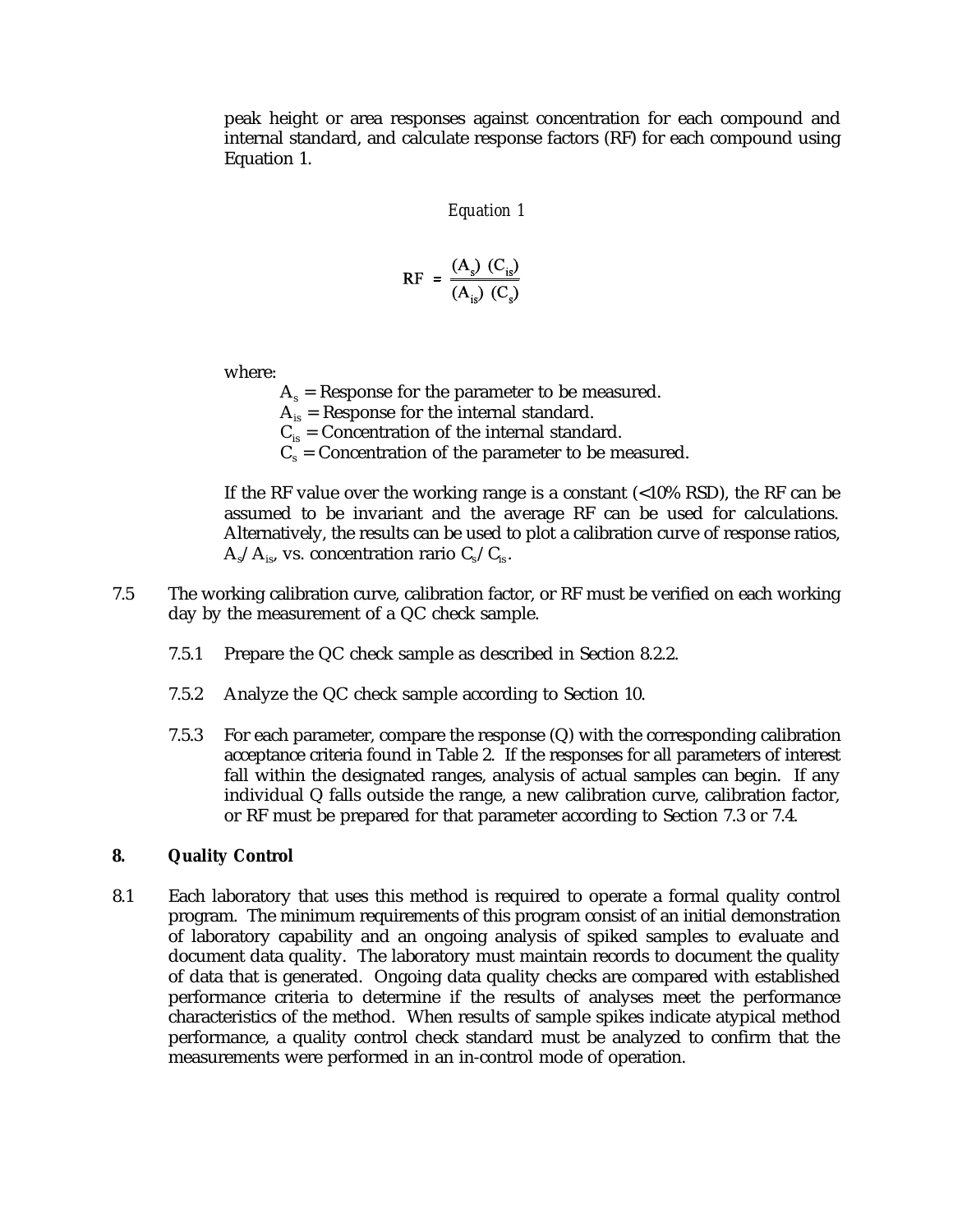peak height or area responses against concentration for each compound and internal standard, and calculate response factors (RF) for each compound using Equation 1.

*Equation 1*

$$RF = \frac{(A_s)\ (C_{is})}{(A_{is})\ (C_s)}$$

where:

- $A_s$ = Response for the parameter to be measured.
- $A_{is}$ = Response for the internal standard.
- $C_{is}$ = Concentration of the internal standard.
- $C_s$ = Concentration of the parameter to be measured.

If the RF value over the working range is a constant (<10% RSD), the RF can be assumed to be invariant and the average RF can be used for calculations. Alternatively, the results can be used to plot a calibration curve of response ratios, $A_s/A_{is}$, vs. concentration rario $C_s/C_{is}$.

7.5 The working calibration curve, calibration factor, or RF must be verified on each working day by the measurement of a QC check sample.

7.5.1 Prepare the QC check sample as described in Section 8.2.2.

7.5.2 Analyze the QC check sample according to Section 10.

7.5.3 For each parameter, compare the response (Q) with the corresponding calibration acceptance criteria found in Table 2. If the responses for all parameters of interest fall within the designated ranges, analysis of actual samples can begin. If any individual Q falls outside the range, a new calibration curve, calibration factor, or RF must be prepared for that parameter according to Section 7.3 or 7.4.

## 8. Quality Control

8.1 Each laboratory that uses this method is required to operate a formal quality control program. The minimum requirements of this program consist of an initial demonstration of laboratory capability and an ongoing analysis of spiked samples to evaluate and document data quality. The laboratory must maintain records to document the quality of data that is generated. Ongoing data quality checks are compared with established performance criteria to determine if the results of analyses meet the performance characteristics of the method. When results of sample spikes indicate atypical method performance, a quality control check standard must be analyzed to confirm that the measurements were performed in an in-control mode of operation.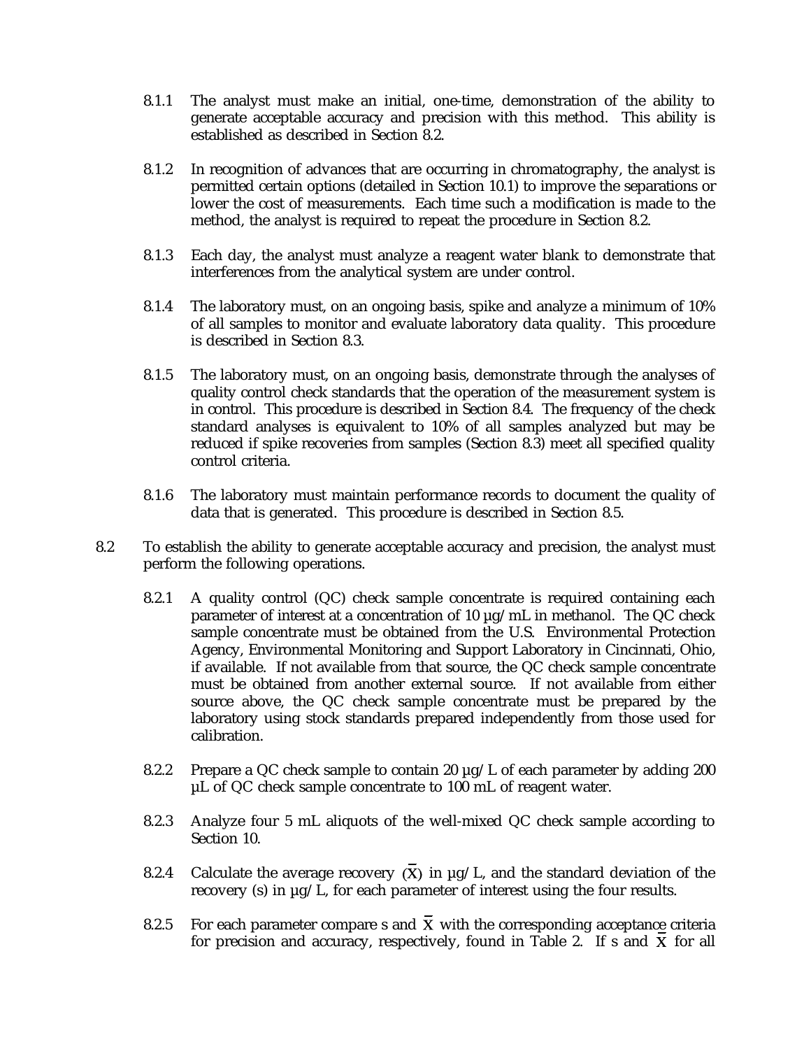8.1.1 The analyst must make an initial, one-time, demonstration of the ability to generate acceptable accuracy and precision with this method. This ability is established as described in Section 8.2.

8.1.2 In recognition of advances that are occurring in chromatography, the analyst is permitted certain options (detailed in Section 10.1) to improve the separations or lower the cost of measurements. Each time such a modification is made to the method, the analyst is required to repeat the procedure in Section 8.2.

8.1.3 Each day, the analyst must analyze a reagent water blank to demonstrate that interferences from the analytical system are under control.

8.1.4 The laboratory must, on an ongoing basis, spike and analyze a minimum of 10% of all samples to monitor and evaluate laboratory data quality. This procedure is described in Section 8.3.

8.1.5 The laboratory must, on an ongoing basis, demonstrate through the analyses of quality control check standards that the operation of the measurement system is in control. This procedure is described in Section 8.4. The frequency of the check standard analyses is equivalent to 10% of all samples analyzed but may be reduced if spike recoveries from samples (Section 8.3) meet all specified quality control criteria.

8.1.6 The laboratory must maintain performance records to document the quality of data that is generated. This procedure is described in Section 8.5.

8.2 To establish the ability to generate acceptable accuracy and precision, the analyst must perform the following operations.

8.2.1 A quality control (QC) check sample concentrate is required containing each parameter of interest at a concentration of 10 µg/mL in methanol. The QC check sample concentrate must be obtained from the U.S. Environmental Protection Agency, Environmental Monitoring and Support Laboratory in Cincinnati, Ohio, if available. If not available from that source, the QC check sample concentrate must be obtained from another external source. If not available from either source above, the QC check sample concentrate must be prepared by the laboratory using stock standards prepared independently from those used for calibration.

8.2.2 Prepare a QC check sample to contain 20 µg/L of each parameter by adding 200 µL of QC check sample concentrate to 100 mL of reagent water.

8.2.3 Analyze four 5 mL aliquots of the well-mixed QC check sample according to Section 10.

8.2.4 Calculate the average recovery ($\bar{X}$) in µg/L, and the standard deviation of the recovery (s) in µg/L, for each parameter of interest using the four results.

8.2.5 For each parameter compare s and $\bar{X}$ with the corresponding acceptance criteria for precision and accuracy, respectively, found in Table 2. If s and $\bar{X}$ for all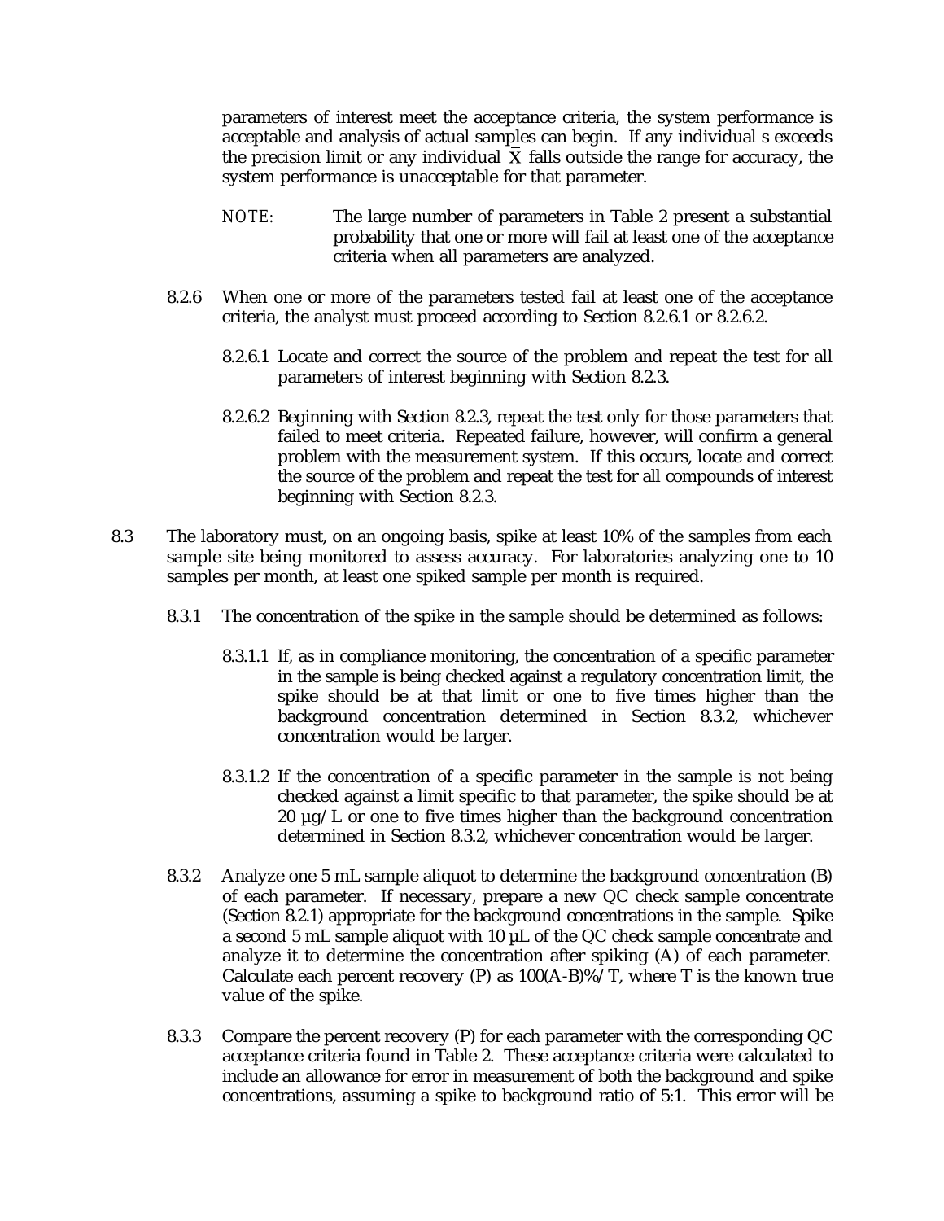parameters of interest meet the acceptance criteria, the system performance is acceptable and analysis of actual samples can begin. If any individual s exceeds the precision limit or any individual $\bar{X}$ falls outside the range for accuracy, the system performance is unacceptable for that parameter.

NOTE: The large number of parameters in Table 2 present a substantial probability that one or more will fail at least one of the acceptance criteria when all parameters are analyzed.

8.2.6 When one or more of the parameters tested fail at least one of the acceptance criteria, the analyst must proceed according to Section 8.2.6.1 or 8.2.6.2.

8.2.6.1 Locate and correct the source of the problem and repeat the test for all parameters of interest beginning with Section 8.2.3.

8.2.6.2 Beginning with Section 8.2.3, repeat the test only for those parameters that failed to meet criteria. Repeated failure, however, will confirm a general problem with the measurement system. If this occurs, locate and correct the source of the problem and repeat the test for all compounds of interest beginning with Section 8.2.3.

8.3 The laboratory must, on an ongoing basis, spike at least 10% of the samples from each sample site being monitored to assess accuracy. For laboratories analyzing one to 10 samples per month, at least one spiked sample per month is required.

8.3.1 The concentration of the spike in the sample should be determined as follows:

8.3.1.1 If, as in compliance monitoring, the concentration of a specific parameter in the sample is being checked against a regulatory concentration limit, the spike should be at that limit or one to five times higher than the background concentration determined in Section 8.3.2, whichever concentration would be larger.

8.3.1.2 If the concentration of a specific parameter in the sample is not being checked against a limit specific to that parameter, the spike should be at 20 µg/L or one to five times higher than the background concentration determined in Section 8.3.2, whichever concentration would be larger.

8.3.2 Analyze one 5 mL sample aliquot to determine the background concentration (B) of each parameter. If necessary, prepare a new QC check sample concentrate (Section 8.2.1) appropriate for the background concentrations in the sample. Spike a second 5 mL sample aliquot with 10 µL of the QC check sample concentrate and analyze it to determine the concentration after spiking (A) of each parameter. Calculate each percent recovery (P) as 100(A-B)%/T, where T is the known true value of the spike.

8.3.3 Compare the percent recovery (P) for each parameter with the corresponding QC acceptance criteria found in Table 2. These acceptance criteria were calculated to include an allowance for error in measurement of both the background and spike concentrations, assuming a spike to background ratio of 5:1. This error will be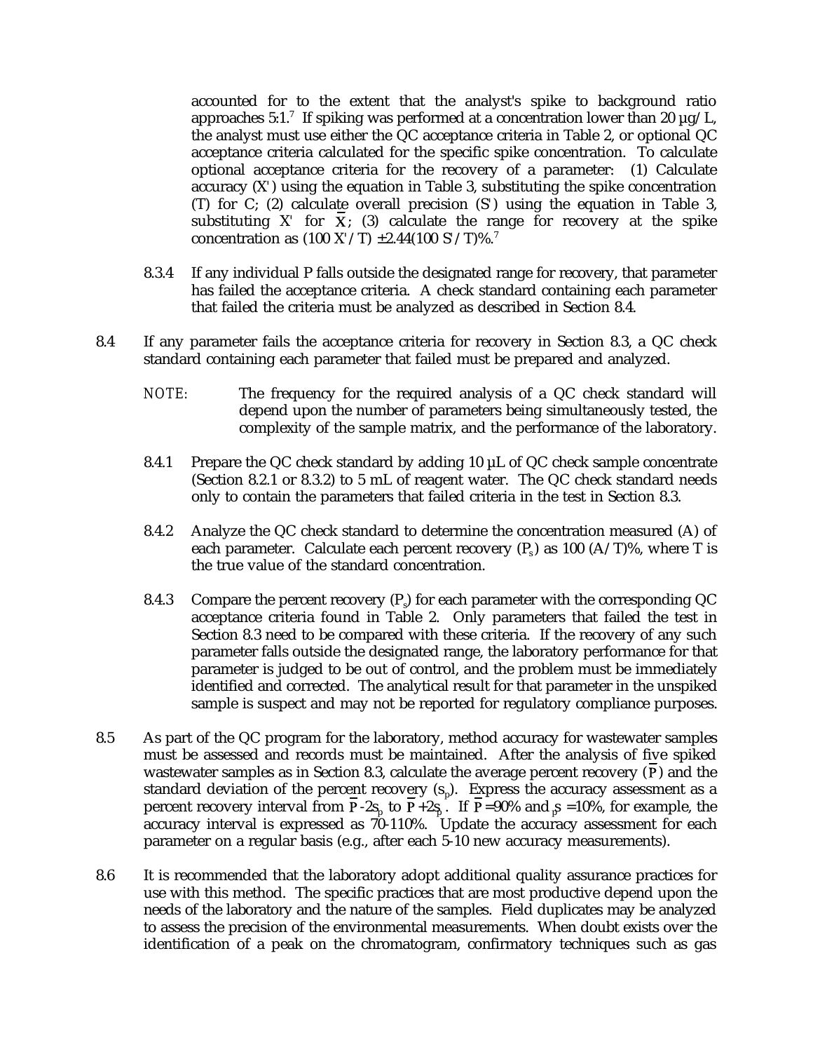accounted for to the extent that the analyst's spike to background ratio approaches 5:1.[7] If spiking was performed at a concentration lower than 20 µg/L, the analyst must use either the QC acceptance criteria in Table 2, or optional QC acceptance criteria calculated for the specific spike concentration. To calculate optional acceptance criteria for the recovery of a parameter: (1) Calculate accuracy (X') using the equation in Table 3, substituting the spike concentration (T) for C; (2) calculate overall precision (S') using the equation in Table 3, substituting X' for $\bar{X}$; (3) calculate the range for recovery at the spike concentration as (100 X'/T) ±2.44(100 S'/T)%.[7]

8.3.4 If any individual P falls outside the designated range for recovery, that parameter has failed the acceptance criteria. A check standard containing each parameter that failed the criteria must be analyzed as described in Section 8.4.

8.4 If any parameter fails the acceptance criteria for recovery in Section 8.3, a QC check standard containing each parameter that failed must be prepared and analyzed.

NOTE: The frequency for the required analysis of a QC check standard will depend upon the number of parameters being simultaneously tested, the complexity of the sample matrix, and the performance of the laboratory.

8.4.1 Prepare the QC check standard by adding 10 µL of QC check sample concentrate (Section 8.2.1 or 8.3.2) to 5 mL of reagent water. The QC check standard needs only to contain the parameters that failed criteria in the test in Section 8.3.

8.4.2 Analyze the QC check standard to determine the concentration measured (A) of each parameter. Calculate each percent recovery ($P_s$) as 100 (A/T)%, where T is the true value of the standard concentration.

8.4.3 Compare the percent recovery ($P_s$) for each parameter with the corresponding QC acceptance criteria found in Table 2. Only parameters that failed the test in Section 8.3 need to be compared with these criteria. If the recovery of any such parameter falls outside the designated range, the laboratory performance for that parameter is judged to be out of control, and the problem must be immediately identified and corrected. The analytical result for that parameter in the unspiked sample is suspect and may not be reported for regulatory compliance purposes.

8.5 As part of the QC program for the laboratory, method accuracy for wastewater samples must be assessed and records must be maintained. After the analysis of five spiked wastewater samples as in Section 8.3, calculate the average percent recovery ($\bar{P}$) and the standard deviation of the percent recovery ($s_p$). Express the accuracy assessment as a percent recovery interval from $\bar{P}-2s_p$ to $\bar{P}+2s_p$. If $\bar{P}$=90% and $s_p$=10%, for example, the accuracy interval is expressed as 70-110%. Update the accuracy assessment for each parameter on a regular basis (e.g., after each 5-10 new accuracy measurements).

8.6 It is recommended that the laboratory adopt additional quality assurance practices for use with this method. The specific practices that are most productive depend upon the needs of the laboratory and the nature of the samples. Field duplicates may be analyzed to assess the precision of the environmental measurements. When doubt exists over the identification of a peak on the chromatogram, confirmatory techniques such as gas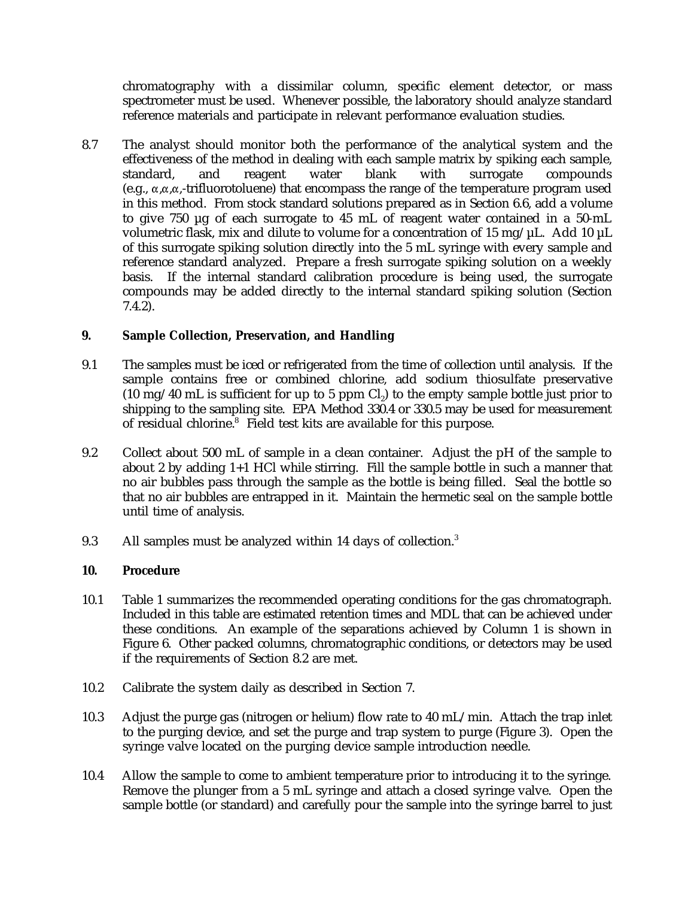chromatography with a dissimilar column, specific element detector, or mass spectrometer must be used. Whenever possible, the laboratory should analyze standard reference materials and participate in relevant performance evaluation studies.

8.7 The analyst should monitor both the performance of the analytical system and the effectiveness of the method in dealing with each sample matrix by spiking each sample, standard, and reagent water blank with surrogate compounds (e.g., α,α,α,-trifluorotoluene) that encompass the range of the temperature program used in this method. From stock standard solutions prepared as in Section 6.6, add a volume to give 750 µg of each surrogate to 45 mL of reagent water contained in a 50-mL volumetric flask, mix and dilute to volume for a concentration of 15 mg/µL. Add 10 µL of this surrogate spiking solution directly into the 5 mL syringe with every sample and reference standard analyzed. Prepare a fresh surrogate spiking solution on a weekly basis. If the internal standard calibration procedure is being used, the surrogate compounds may be added directly to the internal standard spiking solution (Section 7.4.2).

## 9. Sample Collection, Preservation, and Handling

9.1 The samples must be iced or refrigerated from the time of collection until analysis. If the sample contains free or combined chlorine, add sodium thiosulfate preservative (10 mg/40 mL is sufficient for up to 5 ppm $Cl_2$) to the empty sample bottle just prior to shipping to the sampling site. EPA Method 330.4 or 330.5 may be used for measurement of residual chlorine.[8] Field test kits are available for this purpose.

9.2 Collect about 500 mL of sample in a clean container. Adjust the pH of the sample to about 2 by adding 1+1 HCl while stirring. Fill the sample bottle in such a manner that no air bubbles pass through the sample as the bottle is being filled. Seal the bottle so that no air bubbles are entrapped in it. Maintain the hermetic seal on the sample bottle until time of analysis.

9.3 All samples must be analyzed within 14 days of collection.[3]

## 10. Procedure

10.1 Table 1 summarizes the recommended operating conditions for the gas chromatograph. Included in this table are estimated retention times and MDL that can be achieved under these conditions. An example of the separations achieved by Column 1 is shown in Figure 6. Other packed columns, chromatographic conditions, or detectors may be used if the requirements of Section 8.2 are met.

10.2 Calibrate the system daily as described in Section 7.

10.3 Adjust the purge gas (nitrogen or helium) flow rate to 40 mL/min. Attach the trap inlet to the purging device, and set the purge and trap system to purge (Figure 3). Open the syringe valve located on the purging device sample introduction needle.

10.4 Allow the sample to come to ambient temperature prior to introducing it to the syringe. Remove the plunger from a 5 mL syringe and attach a closed syringe valve. Open the sample bottle (or standard) and carefully pour the sample into the syringe barrel to just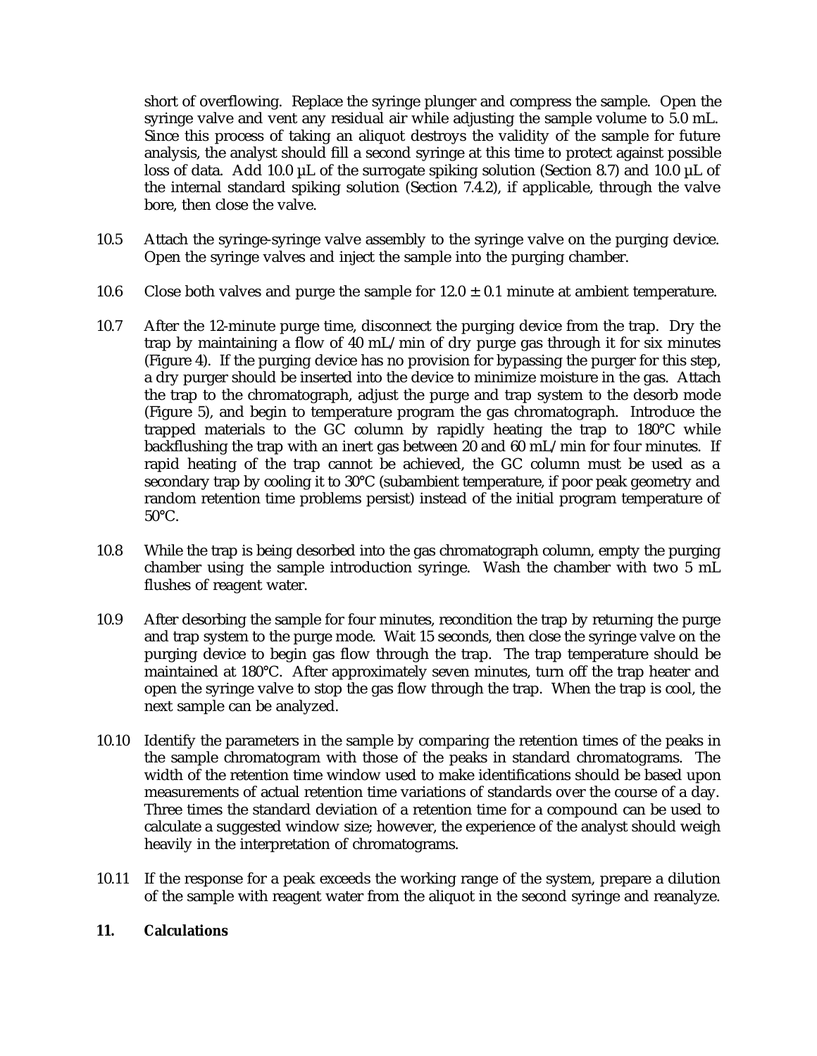short of overflowing. Replace the syringe plunger and compress the sample. Open the syringe valve and vent any residual air while adjusting the sample volume to 5.0 mL. Since this process of taking an aliquot destroys the validity of the sample for future analysis, the analyst should fill a second syringe at this time to protect against possible loss of data. Add 10.0 µL of the surrogate spiking solution (Section 8.7) and 10.0 µL of the internal standard spiking solution (Section 7.4.2), if applicable, through the valve bore, then close the valve.

10.5 Attach the syringe-syringe valve assembly to the syringe valve on the purging device. Open the syringe valves and inject the sample into the purging chamber.

10.6 Close both valves and purge the sample for 12.0 ± 0.1 minute at ambient temperature.

10.7 After the 12-minute purge time, disconnect the purging device from the trap. Dry the trap by maintaining a flow of 40 mL/min of dry purge gas through it for six minutes (Figure 4). If the purging device has no provision for bypassing the purger for this step, a dry purger should be inserted into the device to minimize moisture in the gas. Attach the trap to the chromatograph, adjust the purge and trap system to the desorb mode (Figure 5), and begin to temperature program the gas chromatograph. Introduce the trapped materials to the GC column by rapidly heating the trap to 180°C while backflushing the trap with an inert gas between 20 and 60 mL/min for four minutes. If rapid heating of the trap cannot be achieved, the GC column must be used as a secondary trap by cooling it to 30°C (subambient temperature, if poor peak geometry and random retention time problems persist) instead of the initial program temperature of 50°C.

10.8 While the trap is being desorbed into the gas chromatograph column, empty the purging chamber using the sample introduction syringe. Wash the chamber with two 5 mL flushes of reagent water.

10.9 After desorbing the sample for four minutes, recondition the trap by returning the purge and trap system to the purge mode. Wait 15 seconds, then close the syringe valve on the purging device to begin gas flow through the trap. The trap temperature should be maintained at 180°C. After approximately seven minutes, turn off the trap heater and open the syringe valve to stop the gas flow through the trap. When the trap is cool, the next sample can be analyzed.

10.10 Identify the parameters in the sample by comparing the retention times of the peaks in the sample chromatogram with those of the peaks in standard chromatograms. The width of the retention time window used to make identifications should be based upon measurements of actual retention time variations of standards over the course of a day. Three times the standard deviation of a retention time for a compound can be used to calculate a suggested window size; however, the experience of the analyst should weigh heavily in the interpretation of chromatograms.

10.11 If the response for a peak exceeds the working range of the system, prepare a dilution of the sample with reagent water from the aliquot in the second syringe and reanalyze.

## 11. Calculations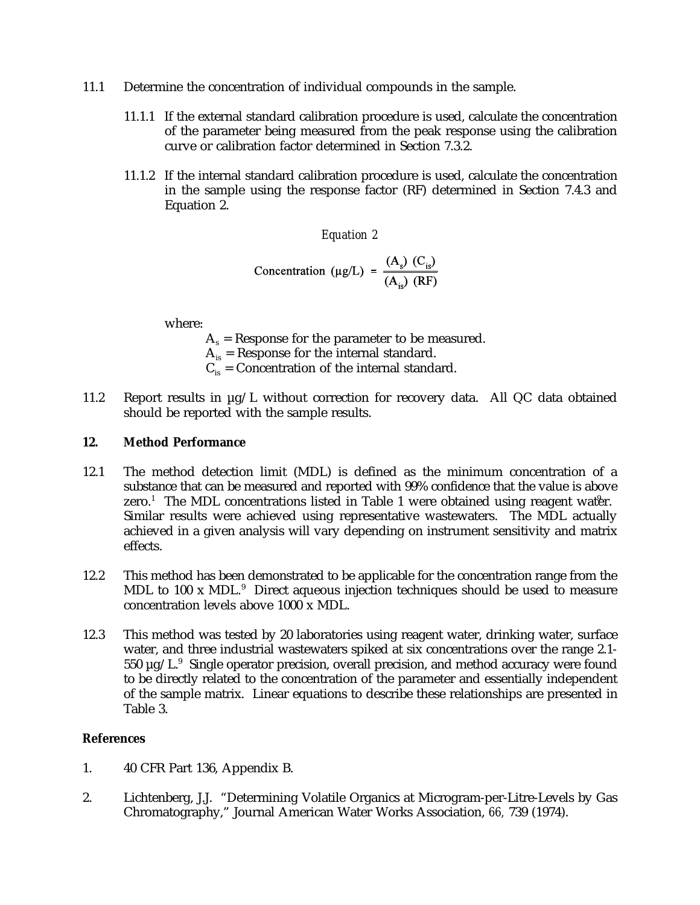11.1 Determine the concentration of individual compounds in the sample.

11.1.1 If the external standard calibration procedure is used, calculate the concentration of the parameter being measured from the peak response using the calibration curve or calibration factor determined in Section 7.3.2.

11.1.2 If the internal standard calibration procedure is used, calculate the concentration in the sample using the response factor (RF) determined in Section 7.4.3 and Equation 2.

*Equation 2*

$$\text{Concentration } (\mu g/L) = \frac{(A_s)\ (C_{is})}{(A_{is})\ (RF)}$$

where:

$A_s$ = Response for the parameter to be measured.
$A_{is}$ = Response for the internal standard.
$C_{is}$ = Concentration of the internal standard.

11.2 Report results in µg/L without correction for recovery data. All QC data obtained should be reported with the sample results.

## 12. Method Performance

12.1 The method detection limit (MDL) is defined as the minimum concentration of a substance that can be measured and reported with 99% confidence that the value is above zero.[1] The MDL concentrations listed in Table 1 were obtained using reagent water.[9] Similar results were achieved using representative wastewaters. The MDL actually achieved in a given analysis will vary depending on instrument sensitivity and matrix effects.

12.2 This method has been demonstrated to be applicable for the concentration range from the MDL to 100 x MDL.[9] Direct aqueous injection techniques should be used to measure concentration levels above 1000 x MDL.

12.3 This method was tested by 20 laboratories using reagent water, drinking water, surface water, and three industrial wastewaters spiked at six concentrations over the range 2.1-550 µg/L.[9] Single operator precision, overall precision, and method accuracy were found to be directly related to the concentration of the parameter and essentially independent of the sample matrix. Linear equations to describe these relationships are presented in Table 3.

## References

1. 40 CFR Part 136, Appendix B.

2. Lichtenberg, J.J. "Determining Volatile Organics at Microgram-per-Litre-Levels by Gas Chromatography," Journal American Water Works Association, *66,* 739 (1974).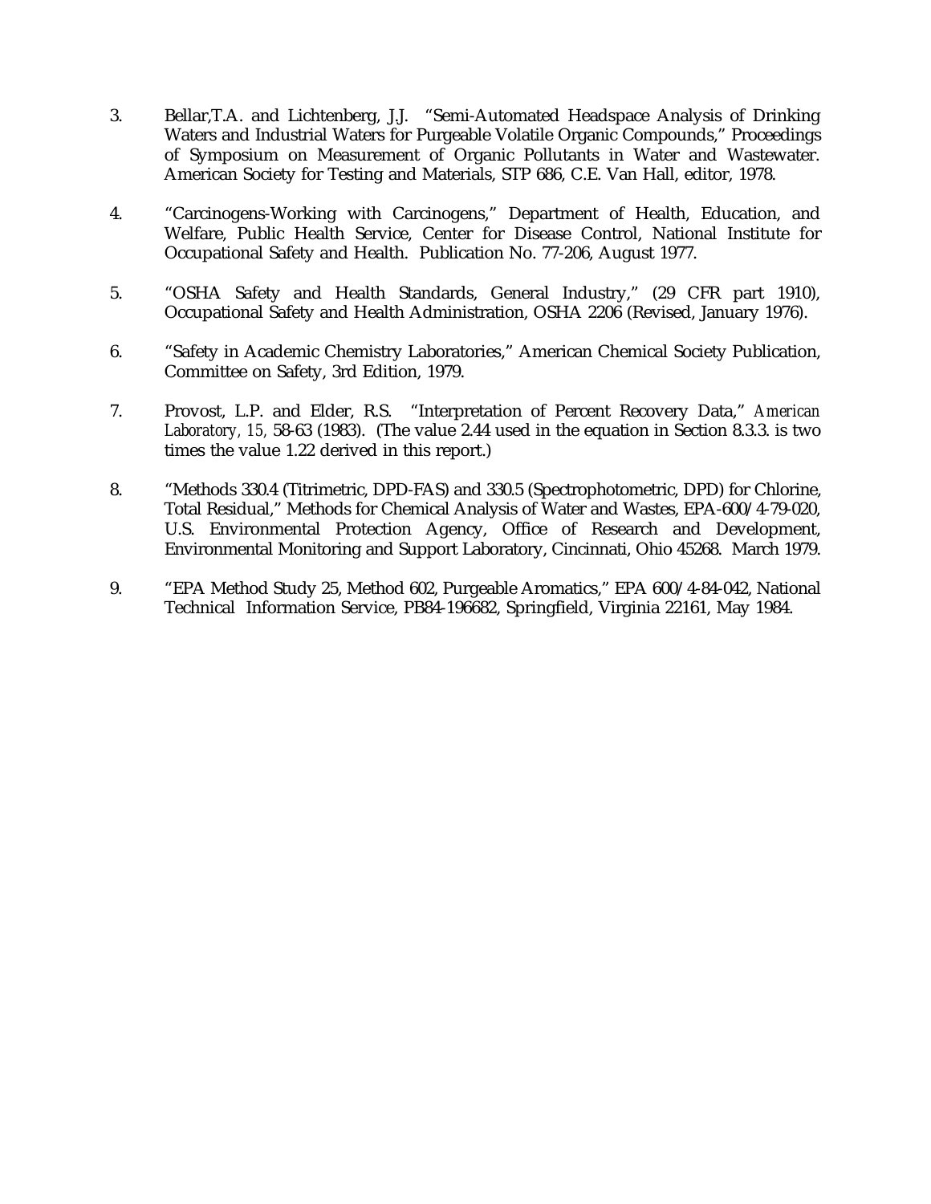3. Bellar,T.A. and Lichtenberg, J.J. "Semi-Automated Headspace Analysis of Drinking Waters and Industrial Waters for Purgeable Volatile Organic Compounds," Proceedings of Symposium on Measurement of Organic Pollutants in Water and Wastewater. American Society for Testing and Materials, STP 686, C.E. Van Hall, editor, 1978.

4. "Carcinogens-Working with Carcinogens," Department of Health, Education, and Welfare, Public Health Service, Center for Disease Control, National Institute for Occupational Safety and Health. Publication No. 77-206, August 1977.

5. "OSHA Safety and Health Standards, General Industry," (29 CFR part 1910), Occupational Safety and Health Administration, OSHA 2206 (Revised, January 1976).

6. "Safety in Academic Chemistry Laboratories," American Chemical Society Publication, Committee on Safety, 3rd Edition, 1979.

7. Provost, L.P. and Elder, R.S. "Interpretation of Percent Recovery Data," *American Laboratory, 15,* 58-63 (1983). (The value 2.44 used in the equation in Section 8.3.3. is two times the value 1.22 derived in this report.)

8. "Methods 330.4 (Titrimetric, DPD-FAS) and 330.5 (Spectrophotometric, DPD) for Chlorine, Total Residual," Methods for Chemical Analysis of Water and Wastes, EPA-600/4-79-020, U.S. Environmental Protection Agency, Office of Research and Development, Environmental Monitoring and Support Laboratory, Cincinnati, Ohio 45268. March 1979.

9. "EPA Method Study 25, Method 602, Purgeable Aromatics," EPA 600/4-84-042, National Technical Information Service, PB84-196682, Springfield, Virginia 22161, May 1984.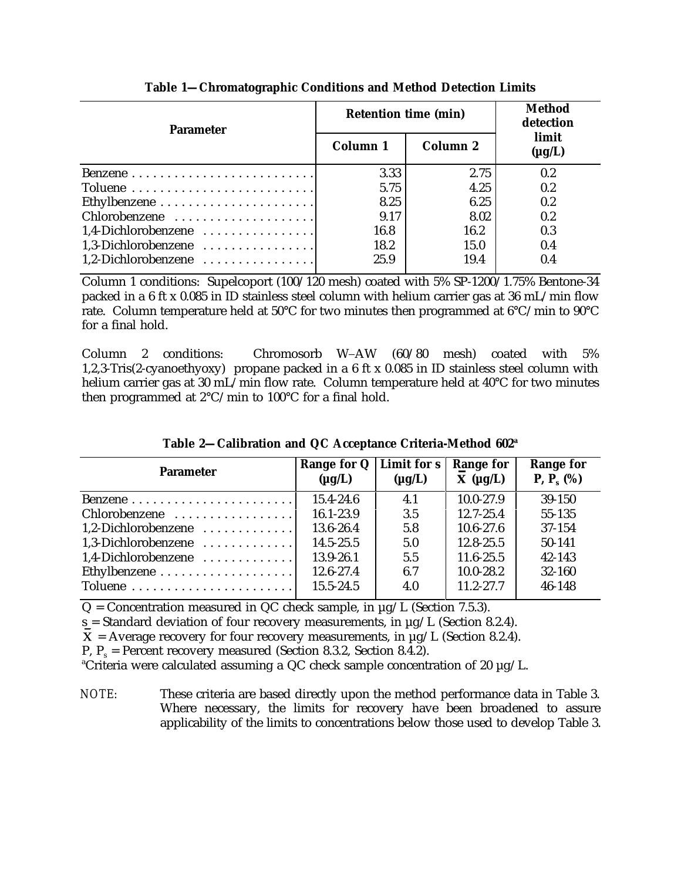**Table 1—Chromatographic Conditions and Method Detection Limits**

| Parameter | Retention time (min) | | Method detection limit (μg/L) |
|---|---|---|---|
| | Column 1 | Column 2 | |
| Benzene | 3.33 | 2.75 | 0.2 |
| Toluene | 5.75 | 4.25 | 0.2 |
| Ethylbenzene | 8.25 | 6.25 | 0.2 |
| Chlorobenzene | 9.17 | 8.02 | 0.2 |
| 1,4-Dichlorobenzene | 16.8 | 16.2 | 0.3 |
| 1,3-Dichlorobenzene | 18.2 | 15.0 | 0.4 |
| 1,2-Dichlorobenzene | 25.9 | 19.4 | 0.4 |

Column 1 conditions: Supelcoport (100/120 mesh) coated with 5% SP-1200/1.75% Bentone-34 packed in a 6 ft x 0.085 in ID stainless steel column with helium carrier gas at 36 mL/min flow rate. Column temperature held at 50°C for two minutes then programmed at 6°C/min to 90°C for a final hold.

Column 2 conditions: Chromosorb W–AW (60/80 mesh) coated with 5% 1,2,3-Tris(2-cyanoethyoxy) propane packed in a 6 ft x 0.085 in ID stainless steel column with helium carrier gas at 30 mL/min flow rate. Column temperature held at 40°C for two minutes then programmed at 2°C/min to 100°C for a final hold.

**Table 2—Calibration and QC Acceptance Criteria-Method 602[a]**

| Parameter | Range for Q (μg/L) | Limit for s (μg/L) | Range for $\bar{X}$ (μg/L) | Range for P, $P_s$ (%) |
|---|---|---|---|---|
| Benzene | 15.4-24.6 | 4.1 | 10.0-27.9 | 39-150 |
| Chlorobenzene | 16.1-23.9 | 3.5 | 12.7-25.4 | 55-135 |
| 1,2-Dichlorobenzene | 13.6-26.4 | 5.8 | 10.6-27.6 | 37-154 |
| 1,3-Dichlorobenzene | 14.5-25.5 | 5.0 | 12.8-25.5 | 50-141 |
| 1,4-Dichlorobenzene | 13.9-26.1 | 5.5 | 11.6-25.5 | 42-143 |
| Ethylbenzene | 12.6-27.4 | 6.7 | 10.0-28.2 | 32-160 |
| Toluene | 15.5-24.5 | 4.0 | 11.2-27.7 | 46-148 |

Q = Concentration measured in QC check sample, in μg/L (Section 7.5.3).
s = Standard deviation of four recovery measurements, in μg/L (Section 8.2.4).
$\bar{X}$ = Average recovery for four recovery measurements, in μg/L (Section 8.2.4).
P, $P_s$ = Percent recovery measured (Section 8.3.2, Section 8.4.2).
[a]Criteria were calculated assuming a QC check sample concentration of 20 μg/L.

NOTE: These criteria are based directly upon the method performance data in Table 3. Where necessary, the limits for recovery have been broadened to assure applicability of the limits to concentrations below those used to develop Table 3.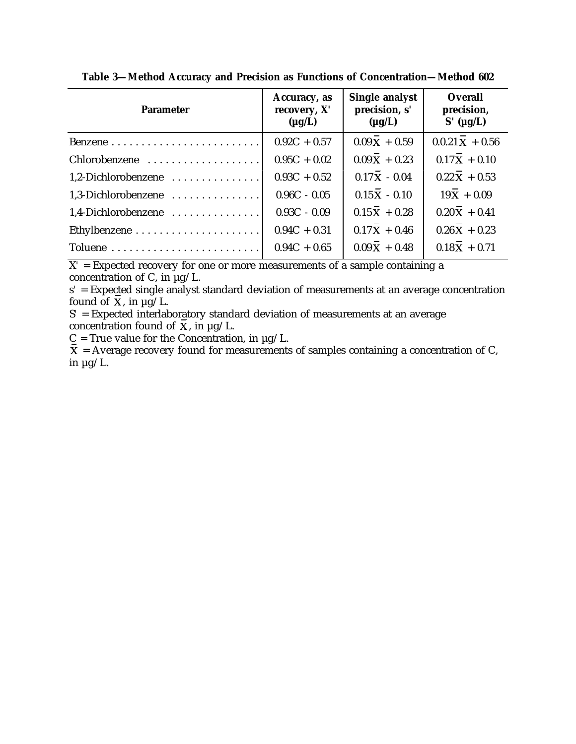**Table 3—Method Accuracy and Precision as Functions of Concentration—Method 602**

| Parameter | Accuracy, as recovery, X' (µg/L) | Single analyst precision, s' (µg/L) | Overall precision, S' (µg/L) |
|---|---|---|---|
| Benzene | 0.92C + 0.57 | $0.09\bar{X} + 0.59$ | $0.0.21\bar{X} + 0.56$ |
| Chlorobenzene | 0.95C + 0.02 | $0.09\bar{X} + 0.23$ | $0.17\bar{X} + 0.10$ |
| 1,2-Dichlorobenzene | 0.93C + 0.52 | $0.17\bar{X} - 0.04$ | $0.22\bar{X} + 0.53$ |
| 1,3-Dichlorobenzene | 0.96C - 0.05 | $0.15\bar{X} - 0.10$ | $19\bar{X} + 0.09$ |
| 1,4-Dichlorobenzene | 0.93C - 0.09 | $0.15\bar{X} + 0.28$ | $0.20\bar{X} + 0.41$ |
| Ethylbenzene | 0.94C + 0.31 | $0.17\bar{X} + 0.46$ | $0.26\bar{X} + 0.23$ |
| Toluene | 0.94C + 0.65 | $0.09\bar{X} + 0.48$ | $0.18\bar{X} + 0.71$ |

X' = Expected recovery for one or more measurements of a sample containing a concentration of C, in µg/L.

s' = Expected single analyst standard deviation of measurements at an average concentration found of $\bar{X}$, in µg/L.

S' = Expected interlaboratory standard deviation of measurements at an average concentration found of $\bar{X}$, in µg/L.

C = True value for the Concentration, in µg/L.

$\bar{X}$ = Average recovery found for measurements of samples containing a concentration of C, in µg/L.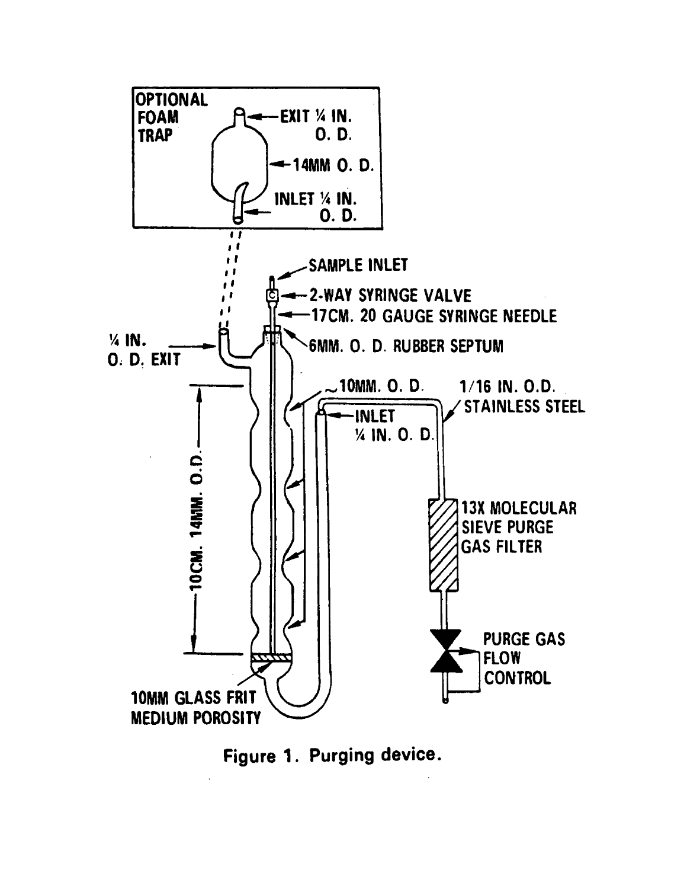OPTIONAL FOAM TRAP

EXIT ¼ IN. O. D.

14MM O. D.

INLET ¼ IN. O. D.

SAMPLE INLET

2-WAY SYRINGE VALVE

17CM. 20 GAUGE SYRINGE NEEDLE

6MM. O. D. RUBBER SEPTUM

¼ IN. O. D. EXIT

~10MM. O. D.

1/16 IN. O.D. STAINLESS STEEL

INLET ¼ IN. O. D.

10CM. 14MM. O.D.

13X MOLECULAR SIEVE PURGE GAS FILTER

PURGE GAS FLOW CONTROL

10MM GLASS FRIT MEDIUM POROSITY

Figure 1. Purging device.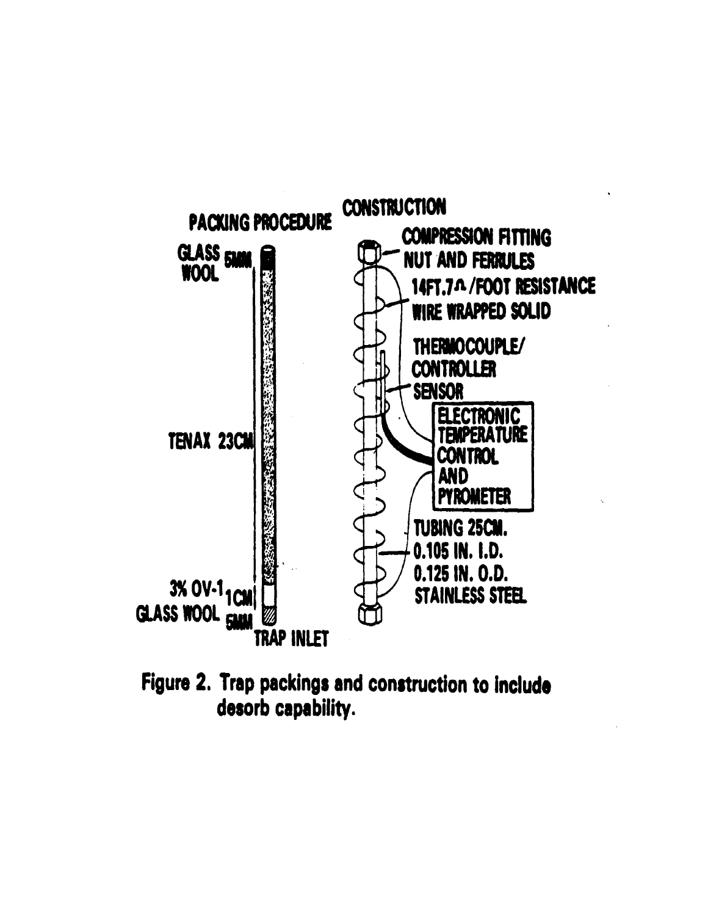PACKING PROCEDURE

GLASS WOOL 5MM

TENAX 23CM

3% OV-1 1CM

GLASS WOOL 5MM

TRAP INLET

CONSTRUCTION

COMPRESSION FITTING NUT AND FERRULES

14FT.7Ω/FOOT RESISTANCE WIRE WRAPPED SOLID

THERMOCOUPLE/ CONTROLLER SENSOR

ELECTRONIC TEMPERATURE CONTROL AND PYROMETER

TUBING 25CM. 0.105 IN. I.D. 0.125 IN. O.D. STAINLESS STEEL

Figure 2. Trap packings and construction to include desorb capability.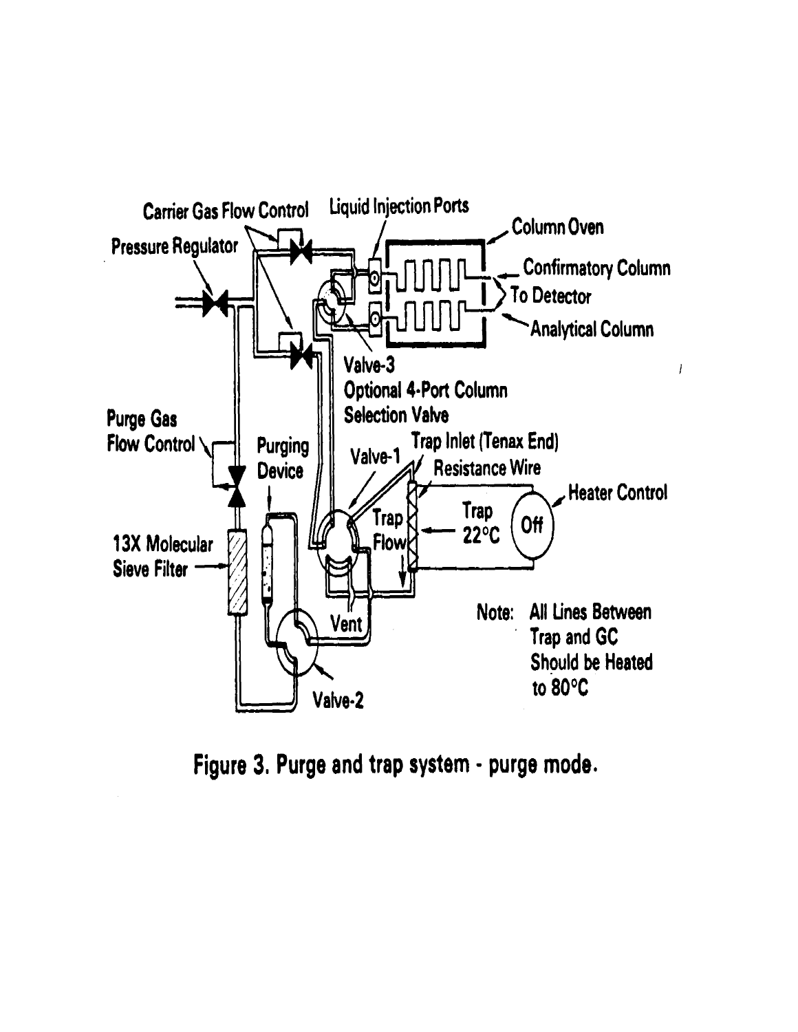Figure 3. Purge and trap system - purge mode.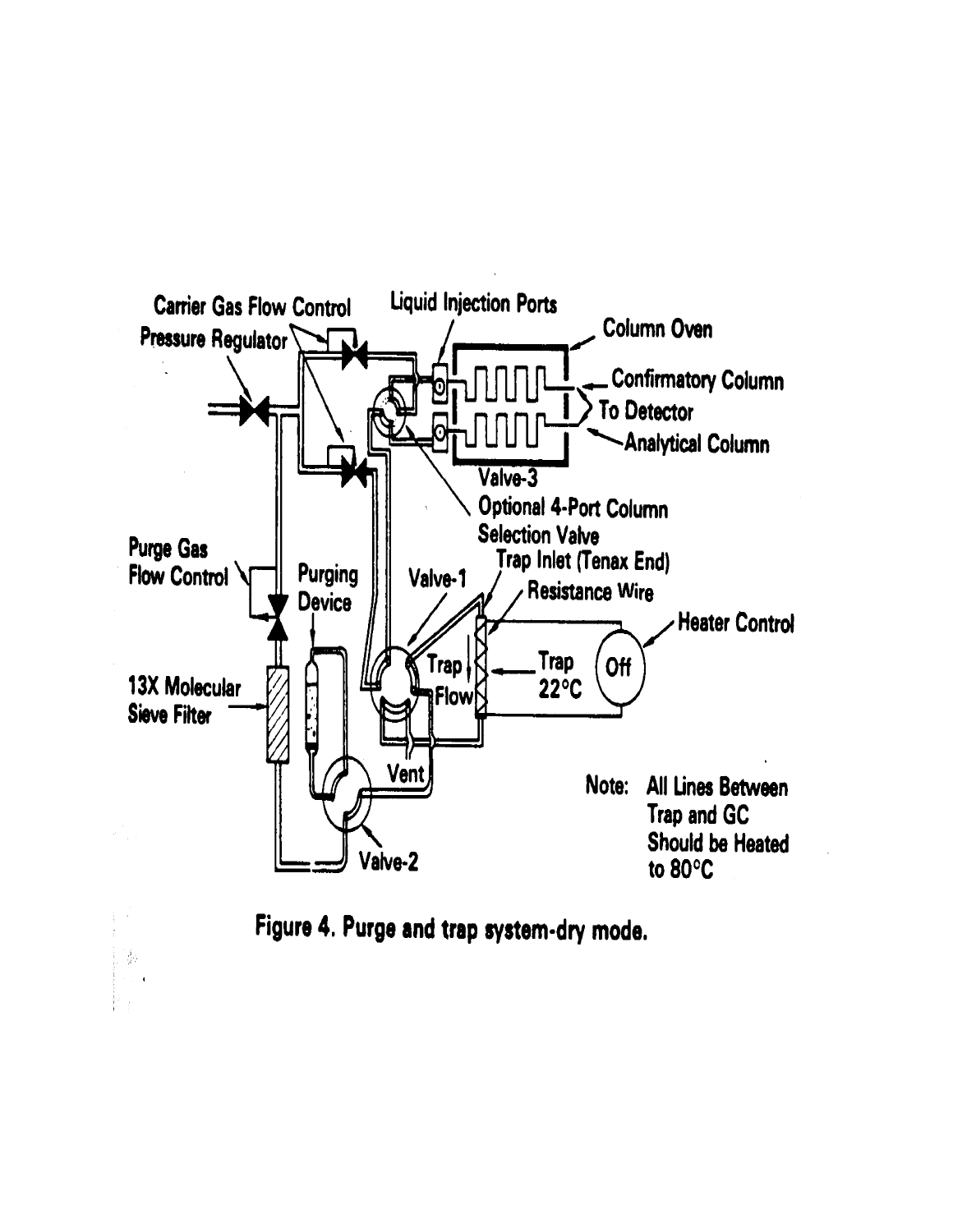**Figure 4. Purge and trap system-dry mode.**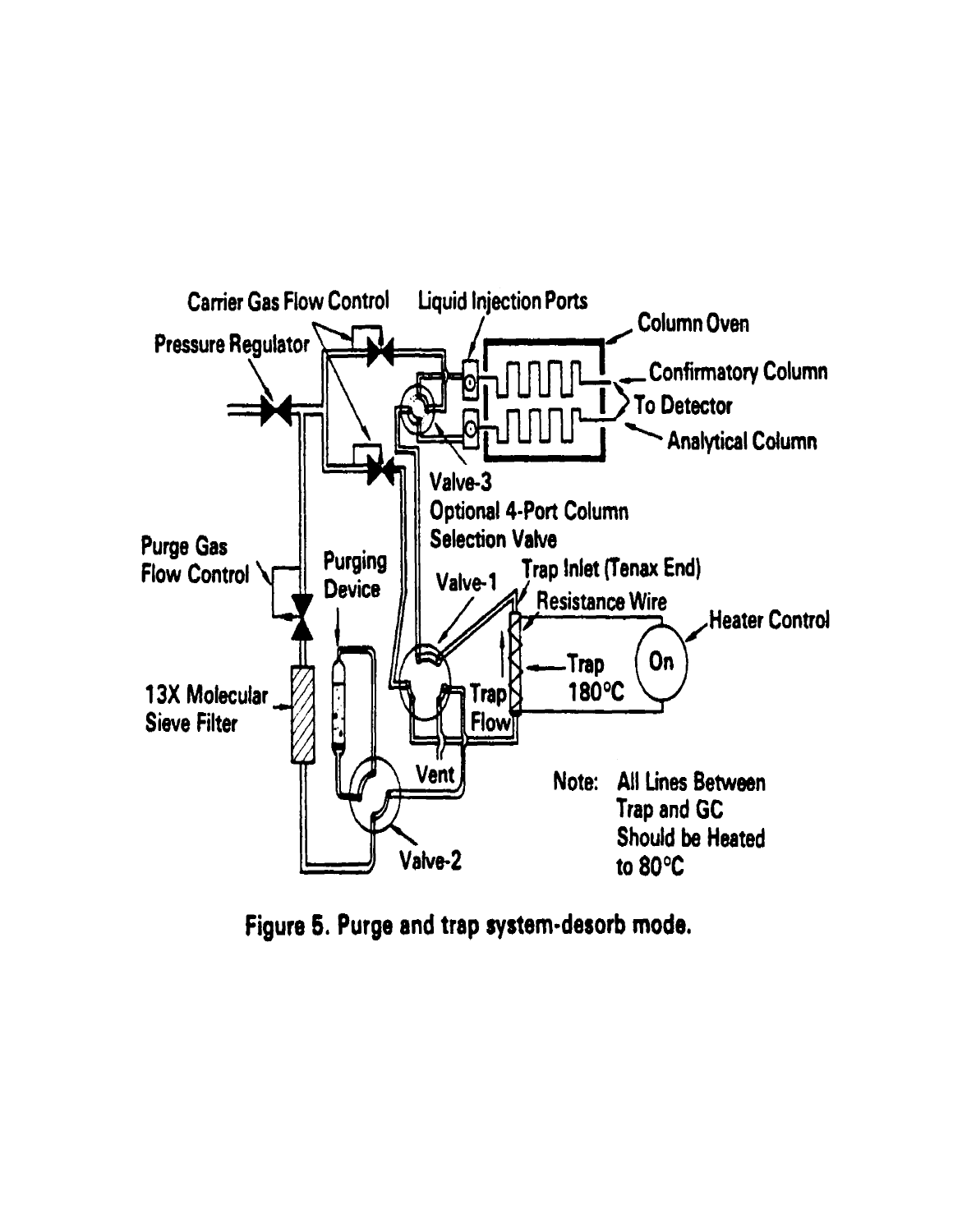**Figure 5. Purge and trap system-desorb mode.**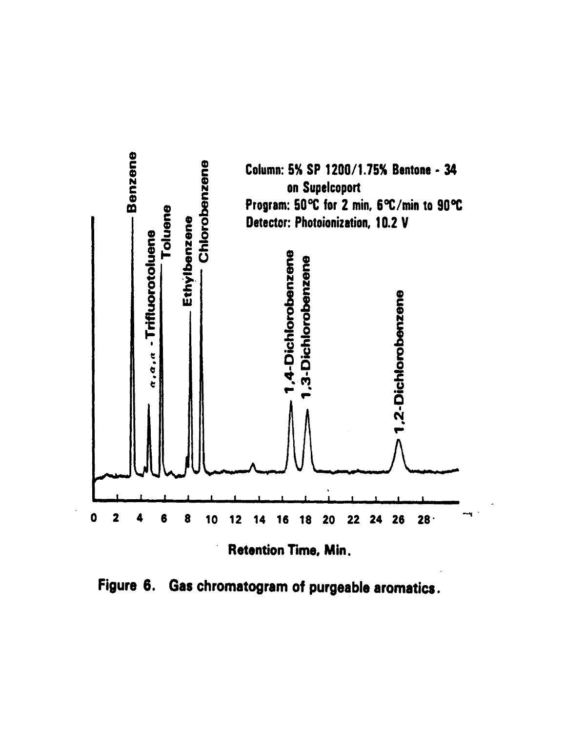Benzene

α,α,α - Trifluorotoluene

Toluene

Ethylbenzene

Chlorobenzene

1,4-Dichlorobenzene

1,3-Dichlorobenzene

1,2-Dichlorobenzene

Column: 5% SP 1200/1.75% Bentone - 34 on Supelcoport

Program: 50°C for 2 min, 6°C/min to 90°C

Detector: Photoionization, 10.2 V

0 2 4 6 8 10 12 14 16 18 20 22 24 26 28

Retention Time, Min.

Figure 6. Gas chromatogram of purgeable aromatics.